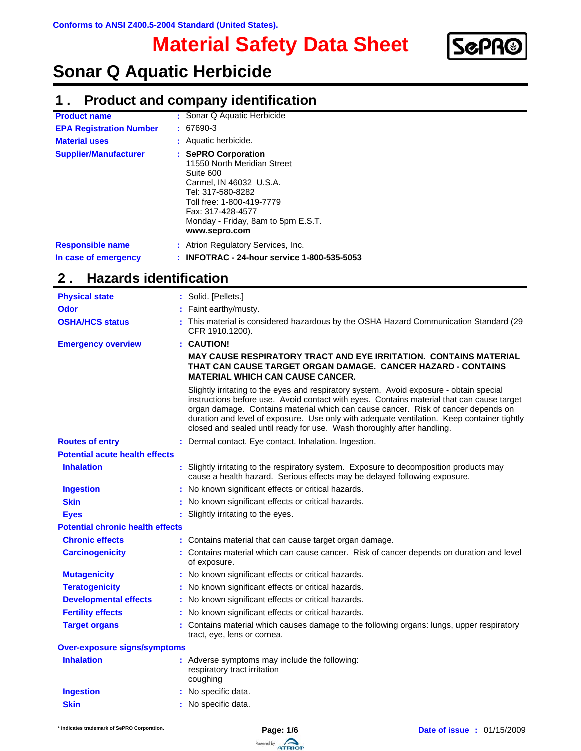Conforms to ANSI Z400.5-2004 Standard (United States).

# Material Safety Data Sheet

# Sonar Q Aquatic Herbicide

## 1 . Product and company identification

| | |
|---|---|
| **Product name** | : Sonar Q Aquatic Herbicide |
| **EPA Registration Number** | : 67690-3 |
| **Material uses** | : Aquatic herbicide. |
| **Supplier/Manufacturer** | : **SePRO Corporation**<br>11550 North Meridian Street<br>Suite 600<br>Carmel, IN 46032 U.S.A.<br>Tel: 317-580-8282<br>Toll free: 1-800-419-7779<br>Fax: 317-428-4577<br>Monday - Friday, 8am to 5pm E.S.T.<br>**www.sepro.com** |
| **Responsible name** | : Atrion Regulatory Services, Inc. |
| **In case of emergency** | : **INFOTRAC - 24-hour service 1-800-535-5053** |

## 2 . Hazards identification

| | |
|---|---|
| **Physical state** | : Solid. [Pellets.] |
| **Odor** | : Faint earthy/musty. |
| **OSHA/HCS status** | : This material is considered hazardous by the OSHA Hazard Communication Standard (29 CFR 1910.1200). |
| **Emergency overview** | : **CAUTION!**<br>**MAY CAUSE RESPIRATORY TRACT AND EYE IRRITATION. CONTAINS MATERIAL THAT CAN CAUSE TARGET ORGAN DAMAGE. CANCER HAZARD - CONTAINS MATERIAL WHICH CAN CAUSE CANCER.**<br>Slightly irritating to the eyes and respiratory system. Avoid exposure - obtain special instructions before use. Avoid contact with eyes. Contains material that can cause target organ damage. Contains material which can cause cancer. Risk of cancer depends on duration and level of exposure. Use only with adequate ventilation. Keep container tightly closed and sealed until ready for use. Wash thoroughly after handling. |
| **Routes of entry** | : Dermal contact. Eye contact. Inhalation. Ingestion. |

**Potential acute health effects**

| | |
|---|---|
| **Inhalation** | : Slightly irritating to the respiratory system. Exposure to decomposition products may cause a health hazard. Serious effects may be delayed following exposure. |
| **Ingestion** | : No known significant effects or critical hazards. |
| **Skin** | : No known significant effects or critical hazards. |
| **Eyes** | : Slightly irritating to the eyes. |

**Potential chronic health effects**

| | |
|---|---|
| **Chronic effects** | : Contains material that can cause target organ damage. |
| **Carcinogenicity** | : Contains material which can cause cancer. Risk of cancer depends on duration and level of exposure. |
| **Mutagenicity** | : No known significant effects or critical hazards. |
| **Teratogenicity** | : No known significant effects or critical hazards. |
| **Developmental effects** | : No known significant effects or critical hazards. |
| **Fertility effects** | : No known significant effects or critical hazards. |
| **Target organs** | : Contains material which causes damage to the following organs: lungs, upper respiratory tract, eye, lens or cornea. |

**Over-exposure signs/symptoms**

| | |
|---|---|
| **Inhalation** | : Adverse symptoms may include the following:<br>respiratory tract irritation<br>coughing |
| **Ingestion** | : No specific data. |
| **Skin** | : No specific data. |

\* indicates trademark of SePRO Corporation.

**Date of issue** : 01/15/2009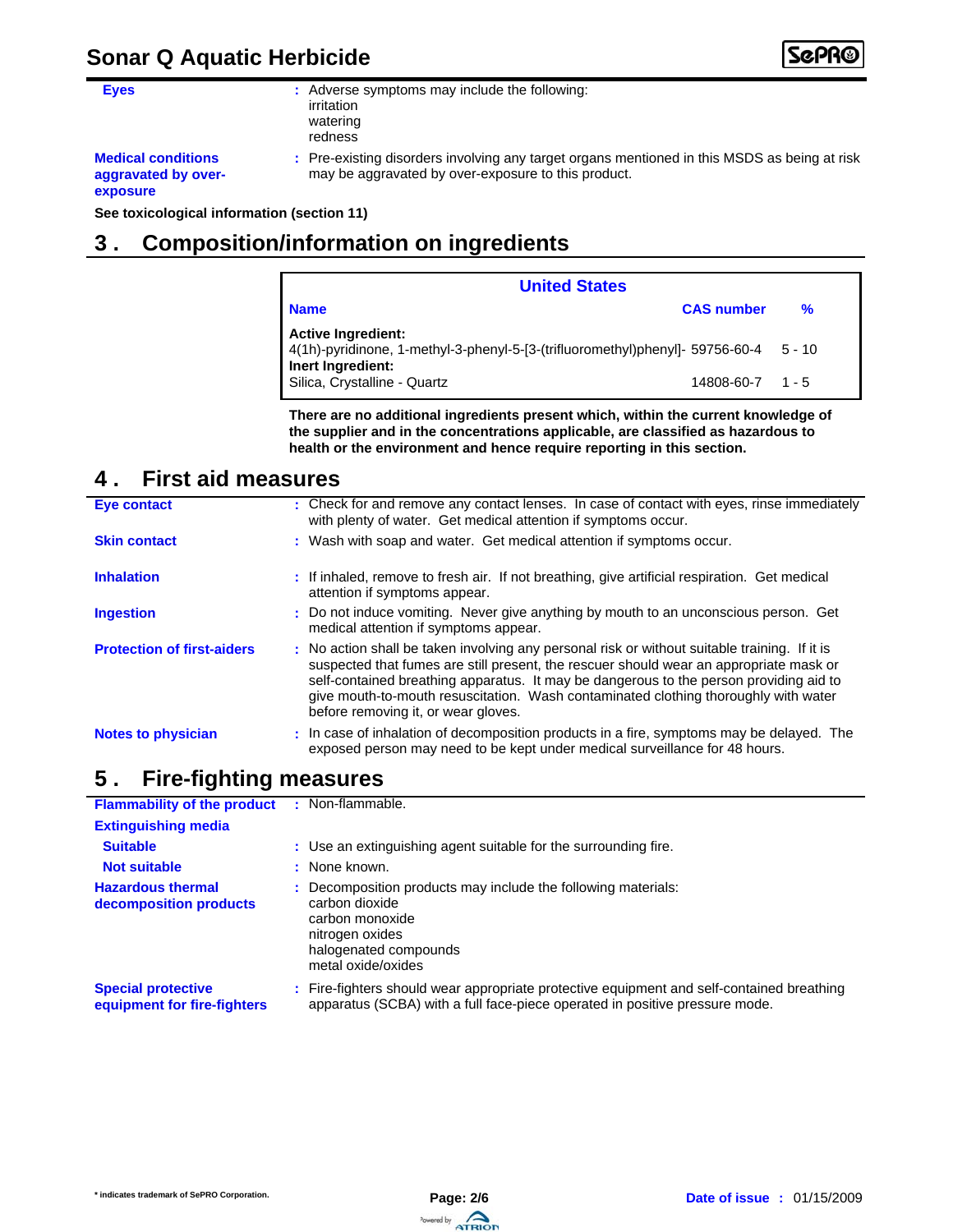**Eyes** : Adverse symptoms may include the following:
irritation
watering
redness

**Medical conditions aggravated by over-exposure** : Pre-existing disorders involving any target organs mentioned in this MSDS as being at risk may be aggravated by over-exposure to this product.

**See toxicological information (section 11)**

## 3 . Composition/information on ingredients

| United States | | |
|---|---|---|
| **Name** | **CAS number** | **%** |
| **Active Ingredient:** | | |
| 4(1h)-pyridinone, 1-methyl-3-phenyl-5-[3-(trifluoromethyl)phenyl]- | 59756-60-4 | 5 - 10 |
| **Inert Ingredient:** | | |
| Silica, Crystalline - Quartz | 14808-60-7 | 1 - 5 |

**There are no additional ingredients present which, within the current knowledge of the supplier and in the concentrations applicable, are classified as hazardous to health or the environment and hence require reporting in this section.**

## 4 . First aid measures

**Eye contact** : Check for and remove any contact lenses. In case of contact with eyes, rinse immediately with plenty of water. Get medical attention if symptoms occur.

**Skin contact** : Wash with soap and water. Get medical attention if symptoms occur.

**Inhalation** : If inhaled, remove to fresh air. If not breathing, give artificial respiration. Get medical attention if symptoms appear.

**Ingestion** : Do not induce vomiting. Never give anything by mouth to an unconscious person. Get medical attention if symptoms appear.

**Protection of first-aiders** : No action shall be taken involving any personal risk or without suitable training. If it is suspected that fumes are still present, the rescuer should wear an appropriate mask or self-contained breathing apparatus. It may be dangerous to the person providing aid to give mouth-to-mouth resuscitation. Wash contaminated clothing thoroughly with water before removing it, or wear gloves.

**Notes to physician** : In case of inhalation of decomposition products in a fire, symptoms may be delayed. The exposed person may need to be kept under medical surveillance for 48 hours.

## 5 . Fire-fighting measures

**Flammability of the product** : Non-flammable.

**Extinguishing media**

**Suitable** : Use an extinguishing agent suitable for the surrounding fire.

**Not suitable** : None known.

**Hazardous thermal decomposition products** : Decomposition products may include the following materials:
carbon dioxide
carbon monoxide
nitrogen oxides
halogenated compounds
metal oxide/oxides

**Special protective equipment for fire-fighters** : Fire-fighters should wear appropriate protective equipment and self-contained breathing apparatus (SCBA) with a full face-piece operated in positive pressure mode.

* indicates trademark of SePRO Corporation.

**Date of issue** : 01/15/2009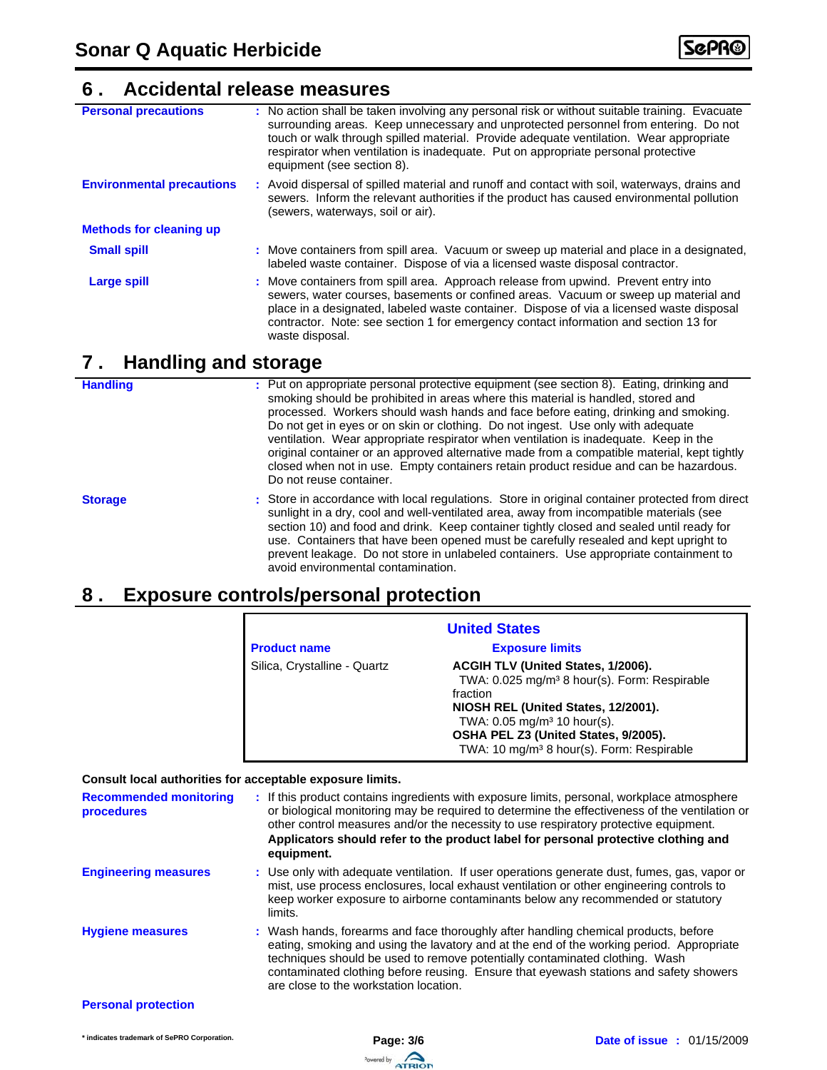## 6 . Accidental release measures

**Personal precautions** : No action shall be taken involving any personal risk or without suitable training. Evacuate surrounding areas. Keep unnecessary and unprotected personnel from entering. Do not touch or walk through spilled material. Provide adequate ventilation. Wear appropriate respirator when ventilation is inadequate. Put on appropriate personal protective equipment (see section 8).

**Environmental precautions** : Avoid dispersal of spilled material and runoff and contact with soil, waterways, drains and sewers. Inform the relevant authorities if the product has caused environmental pollution (sewers, waterways, soil or air).

**Methods for cleaning up**

**Small spill** : Move containers from spill area. Vacuum or sweep up material and place in a designated, labeled waste container. Dispose of via a licensed waste disposal contractor.

**Large spill** : Move containers from spill area. Approach release from upwind. Prevent entry into sewers, water courses, basements or confined areas. Vacuum or sweep up material and place in a designated, labeled waste container. Dispose of via a licensed waste disposal contractor. Note: see section 1 for emergency contact information and section 13 for waste disposal.

## 7 . Handling and storage

**Handling** : Put on appropriate personal protective equipment (see section 8). Eating, drinking and smoking should be prohibited in areas where this material is handled, stored and processed. Workers should wash hands and face before eating, drinking and smoking. Do not get in eyes or on skin or clothing. Do not ingest. Use only with adequate ventilation. Wear appropriate respirator when ventilation is inadequate. Keep in the original container or an approved alternative made from a compatible material, kept tightly closed when not in use. Empty containers retain product residue and can be hazardous. Do not reuse container.

**Storage** : Store in accordance with local regulations. Store in original container protected from direct sunlight in a dry, cool and well-ventilated area, away from incompatible materials (see section 10) and food and drink. Keep container tightly closed and sealed until ready for use. Containers that have been opened must be carefully resealed and kept upright to prevent leakage. Do not store in unlabeled containers. Use appropriate containment to avoid environmental contamination.

## 8 . Exposure controls/personal protection

**United States**

| Product name | Exposure limits |
|---|---|
| Silica, Crystalline - Quartz | **ACGIH TLV (United States, 1/2006).**<br>TWA: 0.025 mg/m³ 8 hour(s). Form: Respirable fraction<br>**NIOSH REL (United States, 12/2001).**<br>TWA: 0.05 mg/m³ 10 hour(s).<br>**OSHA PEL Z3 (United States, 9/2005).**<br>TWA: 10 mg/m³ 8 hour(s). Form: Respirable |

**Consult local authorities for acceptable exposure limits.**

**Recommended monitoring procedures** : If this product contains ingredients with exposure limits, personal, workplace atmosphere or biological monitoring may be required to determine the effectiveness of the ventilation or other control measures and/or the necessity to use respiratory protective equipment. **Applicators should refer to the product label for personal protective clothing and equipment.**

**Engineering measures** : Use only with adequate ventilation. If user operations generate dust, fumes, gas, vapor or mist, use process enclosures, local exhaust ventilation or other engineering controls to keep worker exposure to airborne contaminants below any recommended or statutory limits.

**Hygiene measures** : Wash hands, forearms and face thoroughly after handling chemical products, before eating, smoking and using the lavatory and at the end of the working period. Appropriate techniques should be used to remove potentially contaminated clothing. Wash contaminated clothing before reusing. Ensure that eyewash stations and safety showers are close to the workstation location.

**Personal protection**

* indicates trademark of SePRO Corporation.

**Date of issue** : 01/15/2009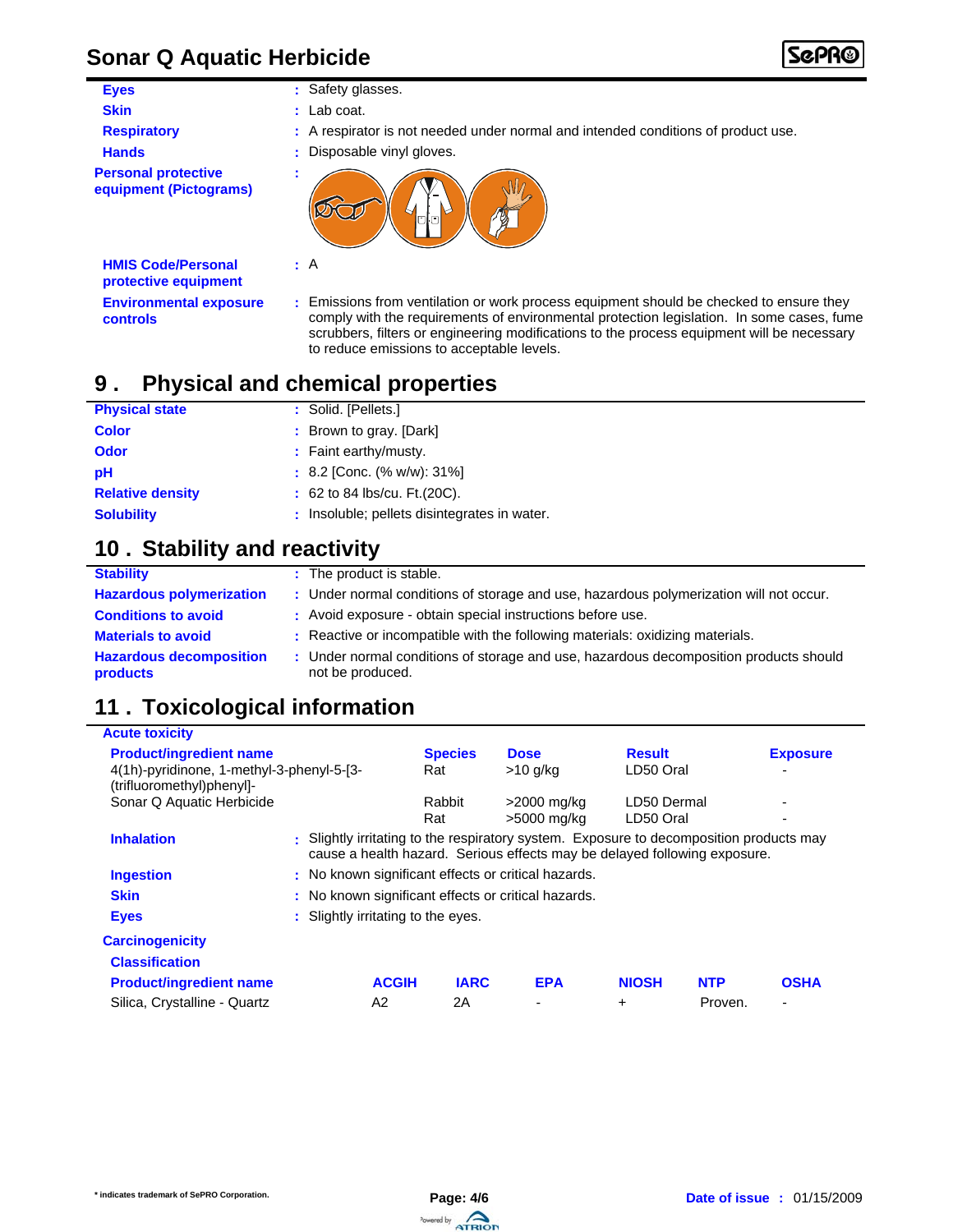| | |
|---|---|
| **Eyes** | : Safety glasses. |
| **Skin** | : Lab coat. |
| **Respiratory** | : A respirator is not needed under normal and intended conditions of product use. |
| **Hands** | : Disposable vinyl gloves. |
| **Personal protective equipment (Pictograms)** | : |
| **HMIS Code/Personal protective equipment** | : A |
| **Environmental exposure controls** | : Emissions from ventilation or work process equipment should be checked to ensure they comply with the requirements of environmental protection legislation. In some cases, fume scrubbers, filters or engineering modifications to the process equipment will be necessary to reduce emissions to acceptable levels. |

## 9 . Physical and chemical properties

| | |
|---|---|
| **Physical state** | : Solid. [Pellets.] |
| **Color** | : Brown to gray. [Dark] |
| **Odor** | : Faint earthy/musty. |
| **pH** | : 8.2 [Conc. (% w/w): 31%] |
| **Relative density** | : 62 to 84 lbs/cu. Ft.(20C). |
| **Solubility** | : Insoluble; pellets disintegrates in water. |

## 10 . Stability and reactivity

| | |
|---|---|
| **Stability** | : The product is stable. |
| **Hazardous polymerization** | : Under normal conditions of storage and use, hazardous polymerization will not occur. |
| **Conditions to avoid** | : Avoid exposure - obtain special instructions before use. |
| **Materials to avoid** | : Reactive or incompatible with the following materials: oxidizing materials. |
| **Hazardous decomposition products** | : Under normal conditions of storage and use, hazardous decomposition products should not be produced. |

## 11 . Toxicological information

**Acute toxicity**

| Product/ingredient name | Species | Dose | Result | Exposure |
|---|---|---|---|---|
| 4(1h)-pyridinone, 1-methyl-3-phenyl-5-[3-(trifluoromethyl)phenyl]- | Rat | >10 g/kg | LD50 Oral | - |
| Sonar Q Aquatic Herbicide | Rabbit | >2000 mg/kg | LD50 Dermal | - |
| | Rat | >5000 mg/kg | LD50 Oral | - |

| | |
|---|---|
| **Inhalation** | : Slightly irritating to the respiratory system. Exposure to decomposition products may cause a health hazard. Serious effects may be delayed following exposure. |
| **Ingestion** | : No known significant effects or critical hazards. |
| **Skin** | : No known significant effects or critical hazards. |
| **Eyes** | : Slightly irritating to the eyes. |

**Carcinogenicity**

**Classification**

| Product/ingredient name | ACGIH | IARC | EPA | NIOSH | NTP | OSHA |
|---|---|---|---|---|---|---|
| Silica, Crystalline - Quartz | A2 | 2A | - | + | Proven. | - |

* indicates trademark of SePRO Corporation.

Date of issue : 01/15/2009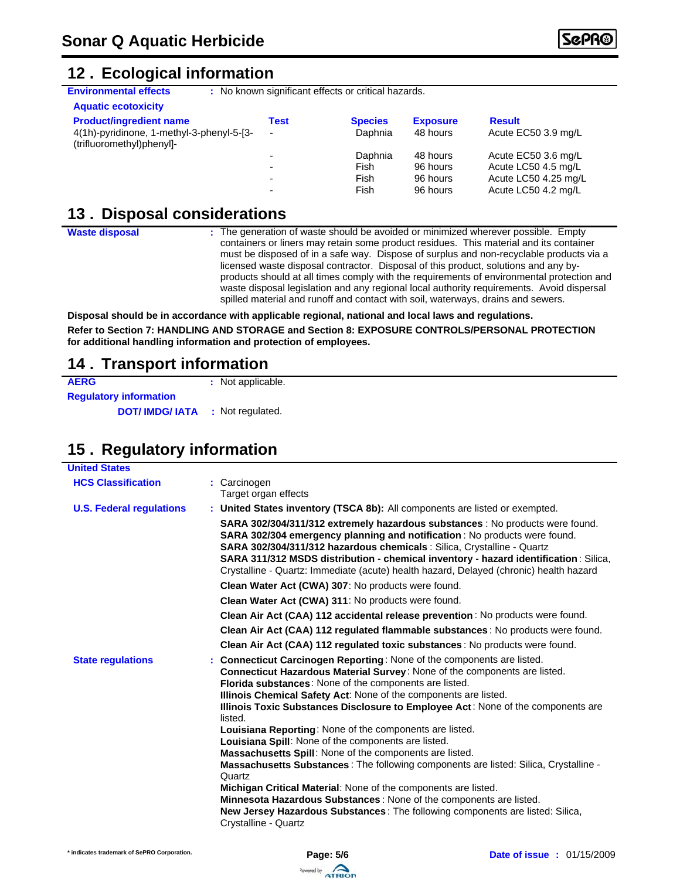## 12 . Ecological information

**Environmental effects** : No known significant effects or critical hazards.

**Aquatic ecotoxicity**

| Product/ingredient name | Test | Species | Exposure | Result |
|---|---|---|---|---|
| 4(1h)-pyridinone, 1-methyl-3-phenyl-5-[3-(trifluoromethyl)phenyl]- | - | Daphnia | 48 hours | Acute EC50 3.9 mg/L |
| | - | Daphnia | 48 hours | Acute EC50 3.6 mg/L |
| | - | Fish | 96 hours | Acute LC50 4.5 mg/L |
| | - | Fish | 96 hours | Acute LC50 4.25 mg/L |
| | - | Fish | 96 hours | Acute LC50 4.2 mg/L |

## 13 . Disposal considerations

**Waste disposal** : The generation of waste should be avoided or minimized wherever possible. Empty containers or liners may retain some product residues. This material and its container must be disposed of in a safe way. Dispose of surplus and non-recyclable products via a licensed waste disposal contractor. Disposal of this product, solutions and any by-products should at all times comply with the requirements of environmental protection and waste disposal legislation and any regional local authority requirements. Avoid dispersal spilled material and runoff and contact with soil, waterways, drains and sewers.

**Disposal should be in accordance with applicable regional, national and local laws and regulations.**

**Refer to Section 7: HANDLING AND STORAGE and Section 8: EXPOSURE CONTROLS/PERSONAL PROTECTION for additional handling information and protection of employees.**

## 14 . Transport information

**AERG** : Not applicable.

**Regulatory information**

**DOT/ IMDG/ IATA** : Not regulated.

## 15 . Regulatory information

**United States**

**HCS Classification** : Carcinogen
Target organ effects

**U.S. Federal regulations** : **United States inventory (TSCA 8b):** All components are listed or exempted.

**SARA 302/304/311/312 extremely hazardous substances** : No products were found.
**SARA 302/304 emergency planning and notification** : No products were found.
**SARA 302/304/311/312 hazardous chemicals** : Silica, Crystalline - Quartz
**SARA 311/312 MSDS distribution - chemical inventory - hazard identification** : Silica, Crystalline - Quartz: Immediate (acute) health hazard, Delayed (chronic) health hazard

**Clean Water Act (CWA) 307**: No products were found.

**Clean Water Act (CWA) 311**: No products were found.

**Clean Air Act (CAA) 112 accidental release prevention** : No products were found.

**Clean Air Act (CAA) 112 regulated flammable substances** : No products were found.

**Clean Air Act (CAA) 112 regulated toxic substances** : No products were found.

**State regulations** : **Connecticut Carcinogen Reporting** : None of the components are listed.
**Connecticut Hazardous Material Survey** : None of the components are listed.
**Florida substances** : None of the components are listed.
**Illinois Chemical Safety Act** : None of the components are listed.
**Illinois Toxic Substances Disclosure to Employee Act** : None of the components are listed.
**Louisiana Reporting** : None of the components are listed.
**Louisiana Spill** : None of the components are listed.
**Massachusetts Spill** : None of the components are listed.
**Massachusetts Substances** : The following components are listed: Silica, Crystalline - Quartz
**Michigan Critical Material** : None of the components are listed.
**Minnesota Hazardous Substances** : None of the components are listed.
**New Jersey Hazardous Substances** : The following components are listed: Silica, Crystalline - Quartz

* indicates trademark of SePRO Corporation.

**Date of issue** : 01/15/2009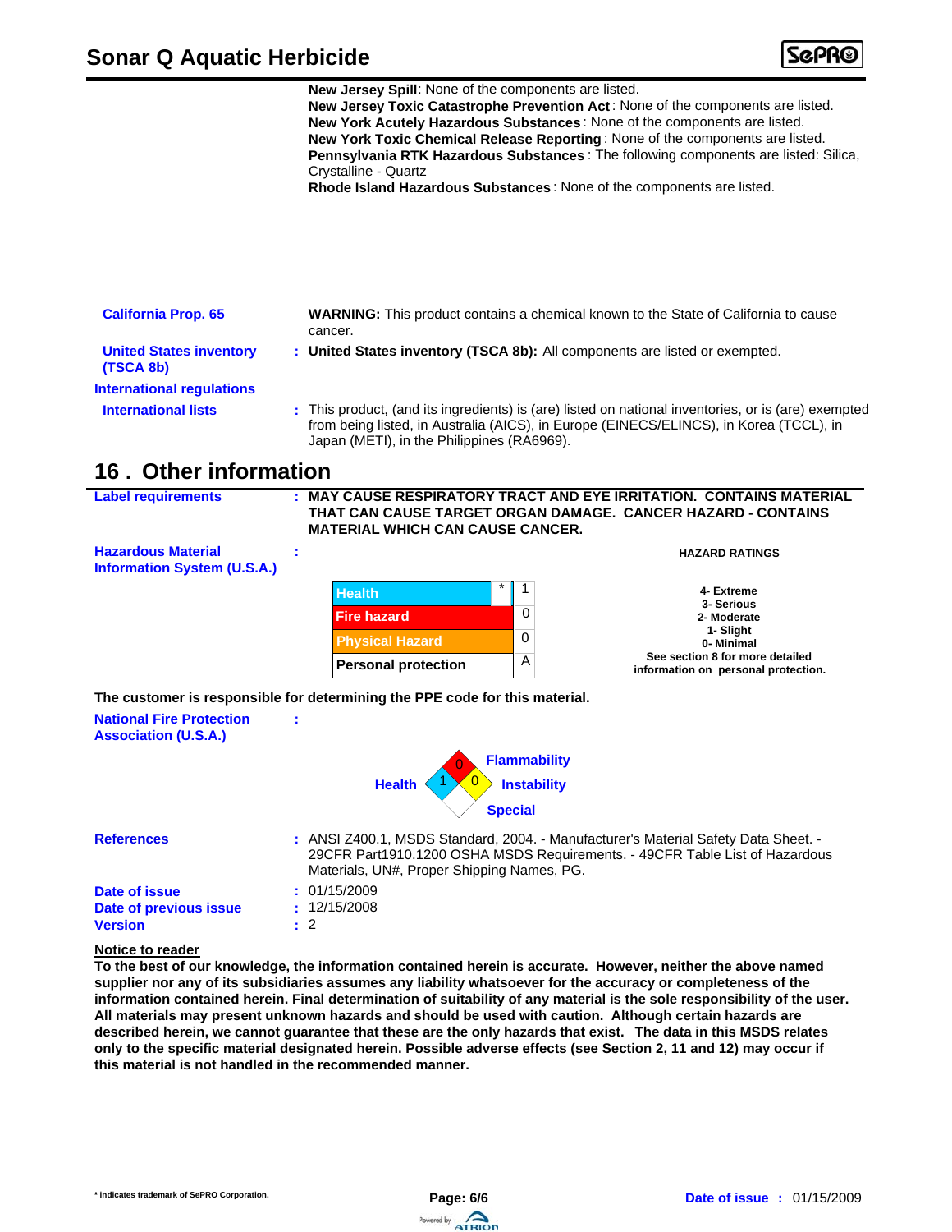**New Jersey Spill**: None of the components are listed.
**New Jersey Toxic Catastrophe Prevention Act**: None of the components are listed.
**New York Acutely Hazardous Substances**: None of the components are listed.
**New York Toxic Chemical Release Reporting**: None of the components are listed.
**Pennsylvania RTK Hazardous Substances**: The following components are listed: Silica, Crystalline - Quartz
**Rhode Island Hazardous Substances**: None of the components are listed.

**California Prop. 65** — **WARNING:** This product contains a chemical known to the State of California to cause cancer.

**United States inventory (TSCA 8b)** : **United States inventory (TSCA 8b):** All components are listed or exempted.

**International regulations**

**International lists** : This product, (and its ingredients) is (are) listed on national inventories, or is (are) exempted from being listed, in Australia (AICS), in Europe (EINECS/ELINCS), in Korea (TCCL), in Japan (METI), in the Philippines (RA6969).

## 16 . Other information

**Label requirements** : **MAY CAUSE RESPIRATORY TRACT AND EYE IRRITATION. CONTAINS MATERIAL THAT CAN CAUSE TARGET ORGAN DAMAGE. CANCER HAZARD - CONTAINS MATERIAL WHICH CAN CAUSE CANCER.**

**Hazardous Material Information System (U.S.A.)** :

| | | |
|---|---|---|
| Health | * | 1 |
| Fire hazard | | 0 |
| Physical Hazard | | 0 |
| Personal protection | | A |

**HAZARD RATINGS**

4- Extreme
3- Serious
2- Moderate
1- Slight
0- Minimal
See section 8 for more detailed information on personal protection.

**The customer is responsible for determining the PPE code for this material.**

**National Fire Protection Association (U.S.A.)** :

Flammability 0
Health 1
Instability 0
Special

**References** : ANSI Z400.1, MSDS Standard, 2004. - Manufacturer's Material Safety Data Sheet. - 29CFR Part1910.1200 OSHA MSDS Requirements. - 49CFR Table List of Hazardous Materials, UN#, Proper Shipping Names, PG.

**Date of issue** : 01/15/2009
**Date of previous issue** : 12/15/2008
**Version** : 2

**Notice to reader**

**To the best of our knowledge, the information contained herein is accurate. However, neither the above named supplier nor any of its subsidiaries assumes any liability whatsoever for the accuracy or completeness of the information contained herein. Final determination of suitability of any material is the sole responsibility of the user. All materials may present unknown hazards and should be used with caution. Although certain hazards are described herein, we cannot guarantee that these are the only hazards that exist. The data in this MSDS relates only to the specific material designated herein. Possible adverse effects (see Section 2, 11 and 12) may occur if this material is not handled in the recommended manner.**

* indicates trademark of SePRO Corporation.